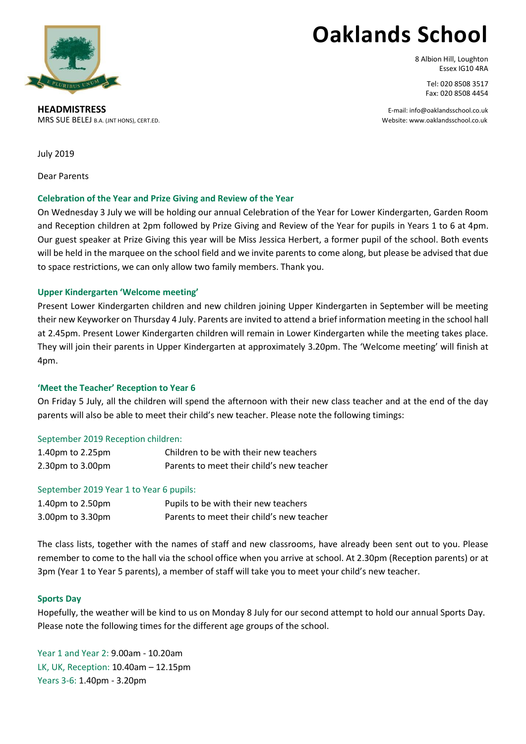# Oaklands School

8 Albion Hill, Loughton
Essex IG10 4RA

Tel: 020 8508 3517
Fax: 020 8508 4454

E-mail: info@oaklandsschool.co.uk
Website: www.oaklandsschool.co.uk

**HEADMISTRESS**
MRS SUE BELEJ B.A. (JNT HONS), CERT.ED.

July 2019

Dear Parents

### Celebration of the Year and Prize Giving and Review of the Year

On Wednesday 3 July we will be holding our annual Celebration of the Year for Lower Kindergarten, Garden Room and Reception children at 2pm followed by Prize Giving and Review of the Year for pupils in Years 1 to 6 at 4pm. Our guest speaker at Prize Giving this year will be Miss Jessica Herbert, a former pupil of the school. Both events will be held in the marquee on the school field and we invite parents to come along, but please be advised that due to space restrictions, we can only allow two family members. Thank you.

### Upper Kindergarten 'Welcome meeting'

Present Lower Kindergarten children and new children joining Upper Kindergarten in September will be meeting their new Keyworker on Thursday 4 July. Parents are invited to attend a brief information meeting in the school hall at 2.45pm. Present Lower Kindergarten children will remain in Lower Kindergarten while the meeting takes place. They will join their parents in Upper Kindergarten at approximately 3.20pm. The 'Welcome meeting' will finish at 4pm.

### 'Meet the Teacher' Reception to Year 6

On Friday 5 July, all the children will spend the afternoon with their new class teacher and at the end of the day parents will also be able to meet their child's new teacher. Please note the following timings:

September 2019 Reception children:

| | |
|---|---|
| 1.40pm to 2.25pm | Children to be with their new teachers |
| 2.30pm to 3.00pm | Parents to meet their child's new teacher |

September 2019 Year 1 to Year 6 pupils:

| | |
|---|---|
| 1.40pm to 2.50pm | Pupils to be with their new teachers |
| 3.00pm to 3.30pm | Parents to meet their child's new teacher |

The class lists, together with the names of staff and new classrooms, have already been sent out to you. Please remember to come to the hall via the school office when you arrive at school. At 2.30pm (Reception parents) or at 3pm (Year 1 to Year 5 parents), a member of staff will take you to meet your child's new teacher.

### Sports Day

Hopefully, the weather will be kind to us on Monday 8 July for our second attempt to hold our annual Sports Day. Please note the following times for the different age groups of the school.

Year 1 and Year 2: 9.00am - 10.20am
LK, UK, Reception: 10.40am – 12.15pm
Years 3-6: 1.40pm - 3.20pm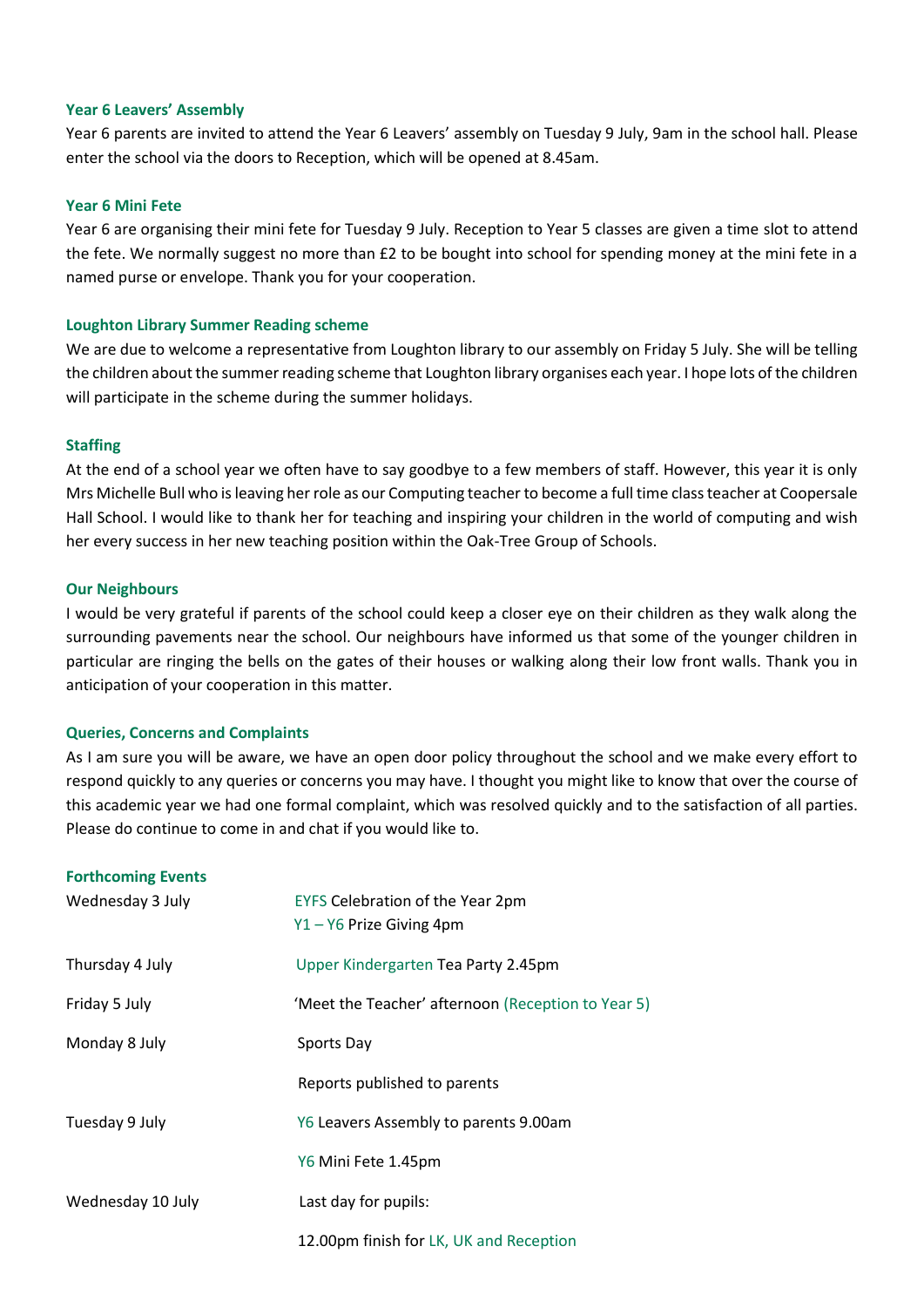### Year 6 Leavers' Assembly

Year 6 parents are invited to attend the Year 6 Leavers' assembly on Tuesday 9 July, 9am in the school hall. Please enter the school via the doors to Reception, which will be opened at 8.45am.

### Year 6 Mini Fete

Year 6 are organising their mini fete for Tuesday 9 July. Reception to Year 5 classes are given a time slot to attend the fete. We normally suggest no more than £2 to be bought into school for spending money at the mini fete in a named purse or envelope. Thank you for your cooperation.

### Loughton Library Summer Reading scheme

We are due to welcome a representative from Loughton library to our assembly on Friday 5 July. She will be telling the children about the summer reading scheme that Loughton library organises each year. I hope lots of the children will participate in the scheme during the summer holidays.

### Staffing

At the end of a school year we often have to say goodbye to a few members of staff. However, this year it is only Mrs Michelle Bull who is leaving her role as our Computing teacher to become a full time class teacher at Coopersale Hall School. I would like to thank her for teaching and inspiring your children in the world of computing and wish her every success in her new teaching position within the Oak-Tree Group of Schools.

### Our Neighbours

I would be very grateful if parents of the school could keep a closer eye on their children as they walk along the surrounding pavements near the school. Our neighbours have informed us that some of the younger children in particular are ringing the bells on the gates of their houses or walking along their low front walls. Thank you in anticipation of your cooperation in this matter.

### Queries, Concerns and Complaints

As I am sure you will be aware, we have an open door policy throughout the school and we make every effort to respond quickly to any queries or concerns you may have. I thought you might like to know that over the course of this academic year we had one formal complaint, which was resolved quickly and to the satisfaction of all parties. Please do continue to come in and chat if you would like to.

### Forthcoming Events

| | |
|---|---|
| Wednesday 3 July | EYFS Celebration of the Year 2pm<br>Y1 – Y6 Prize Giving 4pm |
| Thursday 4 July | Upper Kindergarten Tea Party 2.45pm |
| Friday 5 July | 'Meet the Teacher' afternoon (Reception to Year 5) |
| Monday 8 July | Sports Day |
| | Reports published to parents |
| Tuesday 9 July | Y6 Leavers Assembly to parents 9.00am |
| | Y6 Mini Fete 1.45pm |
| Wednesday 10 July | Last day for pupils: |
| | 12.00pm finish for LK, UK and Reception |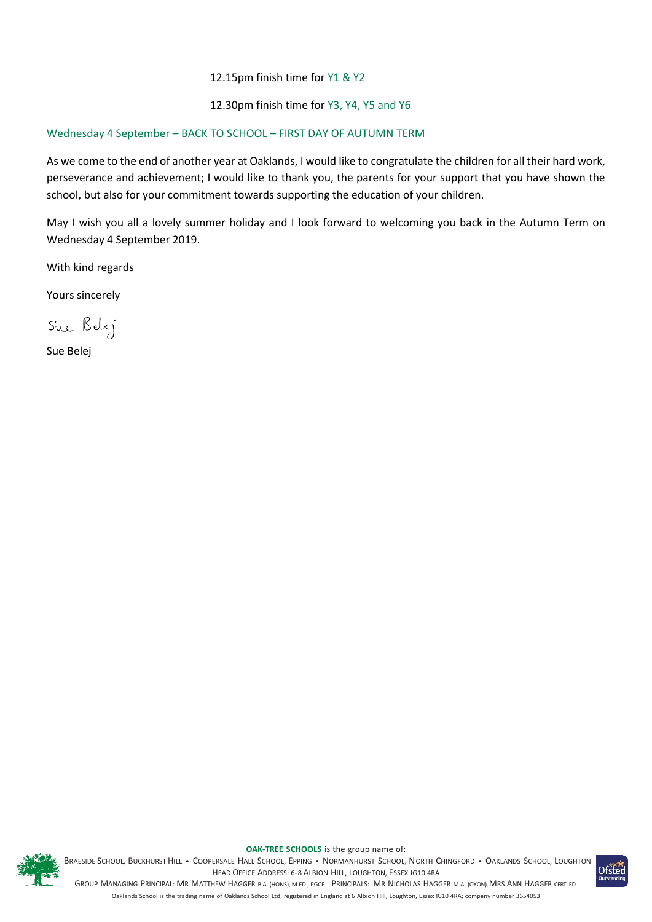12.15pm finish time for Y1 & Y2

12.30pm finish time for Y3, Y4, Y5 and Y6

Wednesday 4 September – BACK TO SCHOOL – FIRST DAY OF AUTUMN TERM

As we come to the end of another year at Oaklands, I would like to congratulate the children for all their hard work, perseverance and achievement; I would like to thank you, the parents for your support that you have shown the school, but also for your commitment towards supporting the education of your children.

May I wish you all a lovely summer holiday and I look forward to welcoming you back in the Autumn Term on Wednesday 4 September 2019.

With kind regards

Yours sincerely

Sue Belej

Sue Belej

**OAK-TREE SCHOOLS** is the group name of:

BRAESIDE SCHOOL, BUCKHURST HILL • COOPERSALE HALL SCHOOL, EPPING • NORMANHURST SCHOOL, NORTH CHINGFORD • OAKLANDS SCHOOL, LOUGHTON

HEAD OFFICE ADDRESS: 6-8 ALBION HILL, LOUGHTON, ESSEX IG10 4RA

GROUP MANAGING PRINCIPAL: MR MATTHEW HAGGER B.A. (HONS), M.ED., PGCE PRINCIPALS: MR NICHOLAS HAGGER M.A. (OXON), MRS ANN HAGGER CERT. ED.

Oaklands School is the trading name of Oaklands School Ltd; registered in England at 6 Albion Hill, Loughton, Essex IG10 4RA; company number 3654053